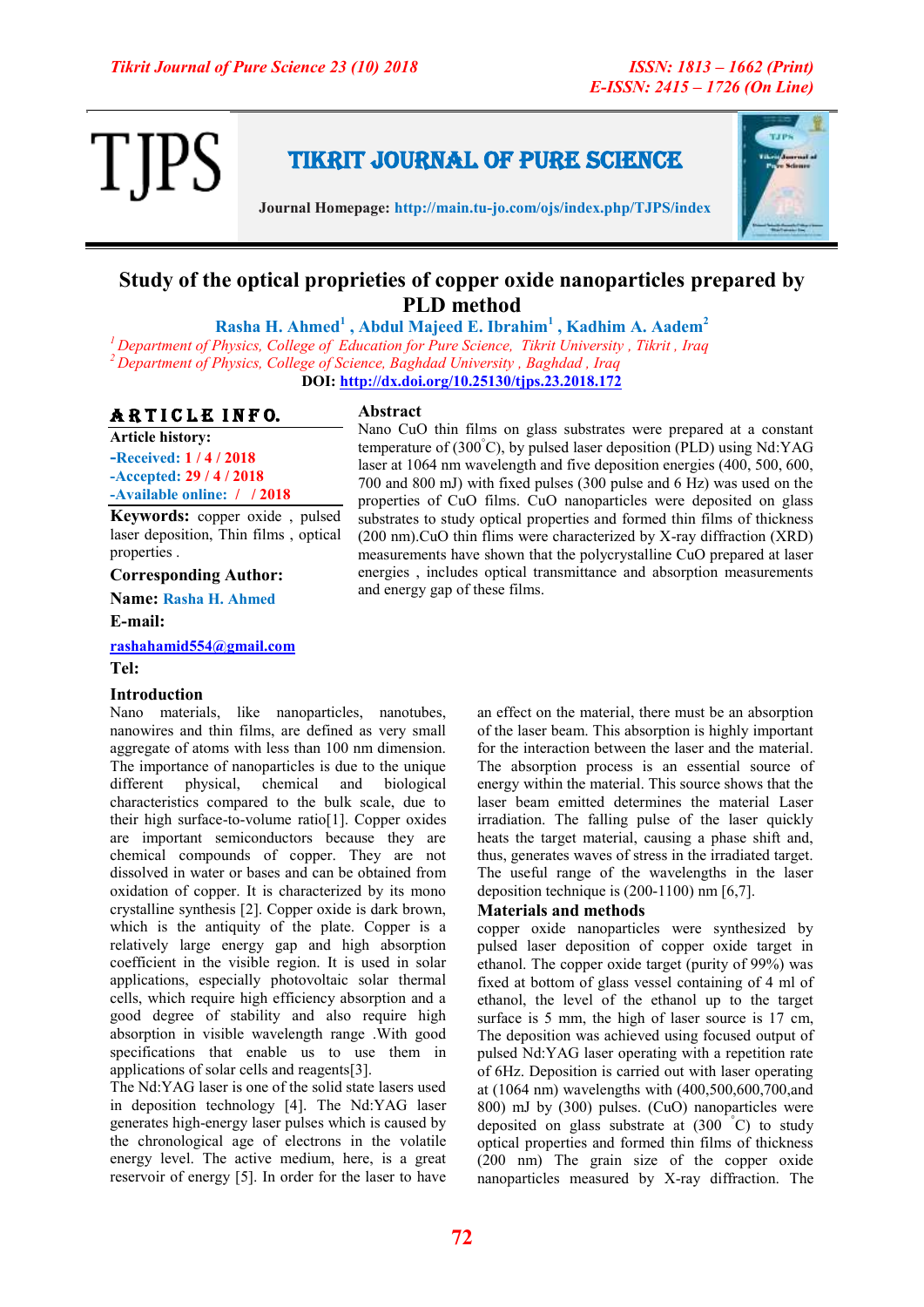# Study of the optical proprieties of copper oxide nanoparticles prepared by PLD method

**Rasha H. Ahmed[1] , Abdul Majeed E. Ibrahim[1] , Kadhim A. Aadem[2]**

*[1] Department of Physics, College of Education for Pure Science, Tikrit University , Tikrit , Iraq*
*[2] Department of Physics, College of Science, Baghdad University , Baghdad , Iraq*

**DOI:** http://dx.doi.org/10.25130/tjps.23.2018.172

## ARTICLE INFO.

**Article history:**
-Received: 1 / 4 / 2018
-Accepted: 29 / 4 / 2018
-Available online: / / 2018

**Keywords:** copper oxide , pulsed laser deposition, Thin films , optical properties .

**Corresponding Author:**

**Name:** Rasha H. Ahmed

**E-mail:**

rashahamid554@gmail.com

**Tel:**

## Abstract

Nano CuO thin films on glass substrates were prepared at a constant temperature of (300°C), by pulsed laser deposition (PLD) using Nd:YAG laser at 1064 nm wavelength and five deposition energies (400, 500, 600, 700 and 800 mJ) with fixed pulses (300 pulse and 6 Hz) was used on the properties of CuO films. CuO nanoparticles were deposited on glass substrates to study optical properties and formed thin films of thickness (200 nm).CuO thin flims were characterized by X-ray diffraction (XRD) measurements have shown that the polycrystalline CuO prepared at laser energies , includes optical transmittance and absorption measurements and energy gap of these films.

## Introduction

Nano materials, like nanoparticles, nanotubes, nanowires and thin films, are defined as very small aggregate of atoms with less than 100 nm dimension. The importance of nanoparticles is due to the unique different physical, chemical and biological characteristics compared to the bulk scale, due to their high surface-to-volume ratio[1]. Copper oxides are important semiconductors because they are chemical compounds of copper. They are not dissolved in water or bases and can be obtained from oxidation of copper. It is characterized by its mono crystalline synthesis [2]. Copper oxide is dark brown, which is the antiquity of the plate. Copper is a relatively large energy gap and high absorption coefficient in the visible region. It is used in solar applications, especially photovoltaic solar thermal cells, which require high efficiency absorption and a good degree of stability and also require high absorption in visible wavelength range .With good specifications that enable us to use them in applications of solar cells and reagents[3].

The Nd:YAG laser is one of the solid state lasers used in deposition technology [4]. The Nd:YAG laser generates high-energy laser pulses which is caused by the chronological age of electrons in the volatile energy level. The active medium, here, is a great reservoir of energy [5]. In order for the laser to have an effect on the material, there must be an absorption of the laser beam. This absorption is highly important for the interaction between the laser and the material. The absorption process is an essential source of energy within the material. This source shows that the laser beam emitted determines the material Laser irradiation. The falling pulse of the laser quickly heats the target material, causing a phase shift and, thus, generates waves of stress in the irradiated target. The useful range of the wavelengths in the laser deposition technique is (200-1100) nm [6,7].

## Materials and methods

copper oxide nanoparticles were synthesized by pulsed laser deposition of copper oxide target in ethanol. The copper oxide target (purity of 99%) was fixed at bottom of glass vessel containing of 4 ml of ethanol, the level of the ethanol up to the target surface is 5 mm, the high of laser source is 17 cm, The deposition was achieved using focused output of pulsed Nd:YAG laser operating with a repetition rate of 6Hz. Deposition is carried out with laser operating at (1064 nm) wavelengths with (400,500,600,700,and 800) mJ by (300) pulses. (CuO) nanoparticles were deposited on glass substrate at (300 °C) to study optical properties and formed thin films of thickness (200 nm) The grain size of the copper oxide nanoparticles measured by X-ray diffraction. The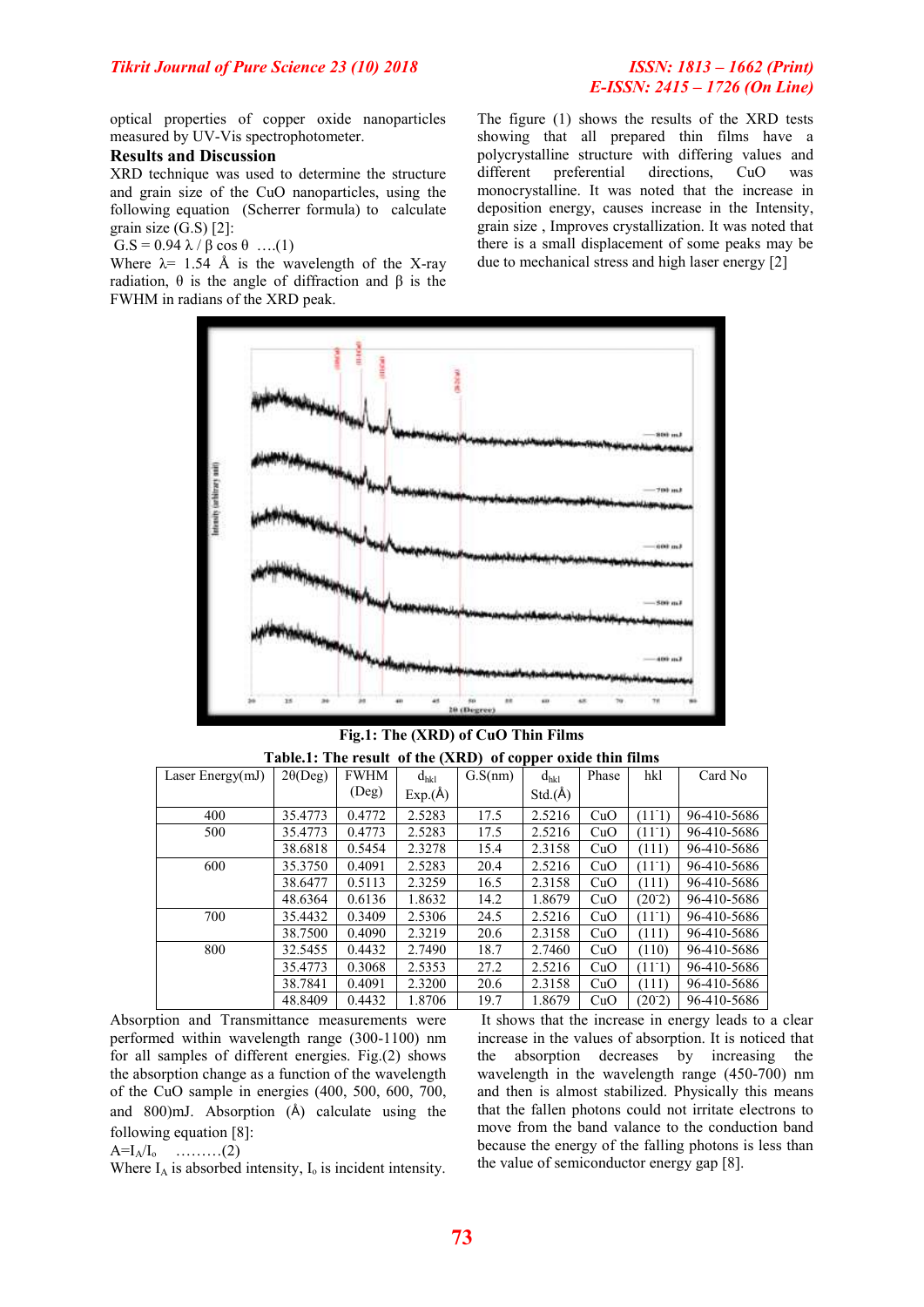optical properties of copper oxide nanoparticles measured by UV-Vis spectrophotometer.

## Results and Discussion

XRD technique was used to determine the structure and grain size of the CuO nanoparticles, using the following equation (Scherrer formula) to calculate grain size (G.S) [2]:

$$G.S = 0.94\,\lambda / \beta \cos\theta \quad \ldots.(1)$$

Where $\lambda$= 1.54 Å is the wavelength of the X-ray radiation, $\theta$ is the angle of diffraction and $\beta$ is the FWHM in radians of the XRD peak.

The figure (1) shows the results of the XRD tests showing that all prepared thin films have a polycrystalline structure with differing values and different preferential directions, CuO was monocrystalline. It was noted that the increase in deposition energy, causes increase in the Intensity, grain size , Improves crystallization. It was noted that there is a small displacement of some peaks may be due to mechanical stress and high laser energy [2]

**Fig.1: The (XRD) of CuO Thin Films**

**Table.1: The result of the (XRD) of copper oxide thin films**

| Laser Energy(mJ) | 2θ(Deg) | FWHM (Deg) | $d_{hkl}$ Exp.(Å) | G.S(nm) | $d_{hkl}$ Std.(Å) | Phase | hkl | Card No |
|---|---|---|---|---|---|---|---|---|
| 400 | 35.4773 | 0.4772 | 2.5283 | 17.5 | 2.5216 | CuO | $(11\bar{1})$ | 96-410-5686 |
| 500 | 35.4773 | 0.4773 | 2.5283 | 17.5 | 2.5216 | CuO | $(11\bar{1})$ | 96-410-5686 |
| | 38.6818 | 0.5454 | 2.3278 | 15.4 | 2.3158 | CuO | (111) | 96-410-5686 |
| 600 | 35.3750 | 0.4091 | 2.5283 | 20.4 | 2.5216 | CuO | $(11\bar{1})$ | 96-410-5686 |
| | 38.6477 | 0.5113 | 2.3259 | 16.5 | 2.3158 | CuO | (111) | 96-410-5686 |
| | 48.6364 | 0.6136 | 1.8632 | 14.2 | 1.8679 | CuO | $(20\bar{2})$ | 96-410-5686 |
| 700 | 35.4432 | 0.3409 | 2.5306 | 24.5 | 2.5216 | CuO | $(11\bar{1})$ | 96-410-5686 |
| | 38.7500 | 0.4090 | 2.3219 | 20.6 | 2.3158 | CuO | (111) | 96-410-5686 |
| 800 | 32.5455 | 0.4432 | 2.7490 | 18.7 | 2.7460 | CuO | (110) | 96-410-5686 |
| | 35.4773 | 0.3068 | 2.5353 | 27.2 | 2.5216 | CuO | $(11\bar{1})$ | 96-410-5686 |
| | 38.7841 | 0.4091 | 2.3200 | 20.6 | 2.3158 | CuO | (111) | 96-410-5686 |
| | 48.8409 | 0.4432 | 1.8706 | 19.7 | 1.8679 | CuO | $(20\bar{2})$ | 96-410-5686 |

Absorption and Transmittance measurements were performed within wavelength range (300-1100) nm for all samples of different energies. Fig.(2) shows the absorption change as a function of the wavelength of the CuO sample in energies (400, 500, 600, 700, and 800)mJ. Absorption (Å) calculate using the following equation [8]:

$$A = I_A / I_o \quad \ldots\ldots\ldots(2)$$

Where $I_A$ is absorbed intensity, $I_o$ is incident intensity.

It shows that the increase in energy leads to a clear increase in the values of absorption. It is noticed that the absorption decreases by increasing the wavelength in the wavelength range (450-700) nm and then is almost stabilized. Physically this means that the fallen photons could not irritate electrons to move from the band valance to the conduction band because the energy of the falling photons is less than the value of semiconductor energy gap [8].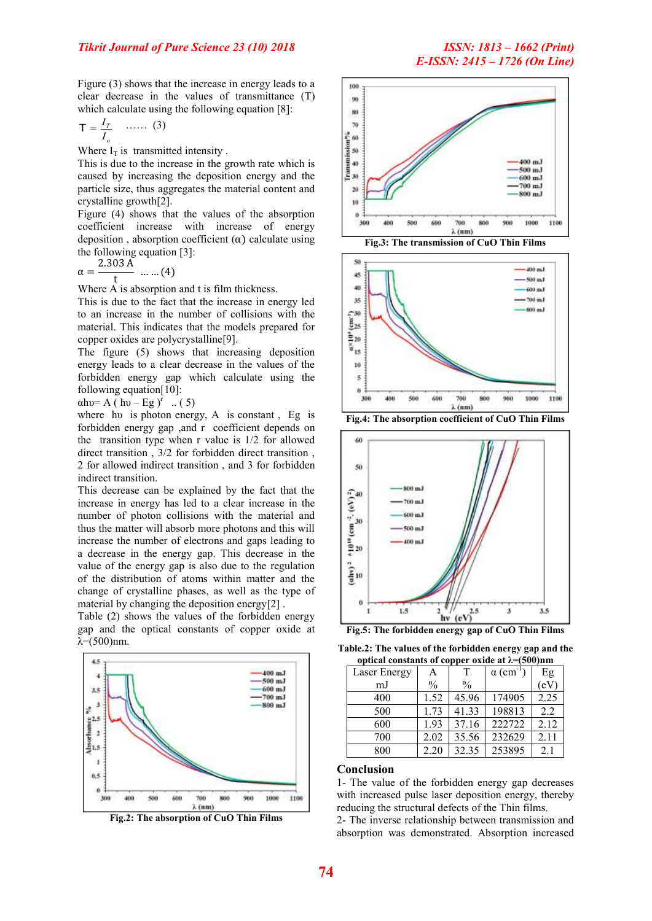Figure (3) shows that the increase in energy leads to a clear decrease in the values of transmittance (T) which calculate using the following equation [8]:

$$T = \frac{I_T}{I_o} \quad \ldots\ldots \quad (3)$$

Where $I_T$ is transmitted intensity .

This is due to the increase in the growth rate which is caused by increasing the deposition energy and the particle size, thus aggregates the material content and crystalline growth[2].

Figure (4) shows that the values of the absorption coefficient increase with increase of energy deposition , absorption coefficient (α) calculate using the following equation [3]:

$$\alpha = \frac{2.303\,A}{t} \quad \ldots\ldots (4)$$

Where A is absorption and t is film thickness.

This is due to the fact that the increase in energy led to an increase in the number of collisions with the material. This indicates that the models prepared for copper oxides are polycrystalline[9].

The figure (5) shows that increasing deposition energy leads to a clear decrease in the values of the forbidden energy gap which calculate using the following equation[10]:

$$\alpha h\upsilon = A\,(h\upsilon - E_g)^r \quad .. (5)$$

where $h\upsilon$ is photon energy, A is constant , Eg is forbidden energy gap ,and r coefficient depends on the transition type when r value is 1/2 for allowed direct transition , 3/2 for forbidden direct transition , 2 for allowed indirect transition , and 3 for forbidden indirect transition.

This decrease can be explained by the fact that the increase in energy has led to a clear increase in the number of photon collisions with the material and thus the matter will absorb more photons and this will increase the number of electrons and gaps leading to a decrease in the energy gap. This decrease in the value of the energy gap is also due to the regulation of the distribution of atoms within matter and the change of crystalline phases, as well as the type of material by changing the deposition energy[2] .

Table (2) shows the values of the forbidden energy gap and the optical constants of copper oxide at λ=(500)nm.

Fig.2: The absorption of CuO Thin Films

Fig.3: The transmission of CuO Thin Films

Fig.4: The absorption coefficient of CuO Thin Films

Fig.5: The forbidden energy gap of CuO Thin Films

**Table.2: The values of the forbidden energy gap and the optical constants of copper oxide at λ=(500)nm**

| Laser Energy mJ | A % | T % | α ($cm^{-1}$) | Eg (eV) |
|---|---|---|---|---|
| 400 | 1.52 | 45.96 | 174905 | 2.25 |
| 500 | 1.73 | 41.33 | 198813 | 2.2 |
| 600 | 1.93 | 37.16 | 222722 | 2.12 |
| 700 | 2.02 | 35.56 | 232629 | 2.11 |
| 800 | 2.20 | 32.35 | 253895 | 2.1 |

## Conclusion

1- The value of the forbidden energy gap decreases with increased pulse laser deposition energy, thereby reducing the structural defects of the Thin films.

2- The inverse relationship between transmission and absorption was demonstrated. Absorption increased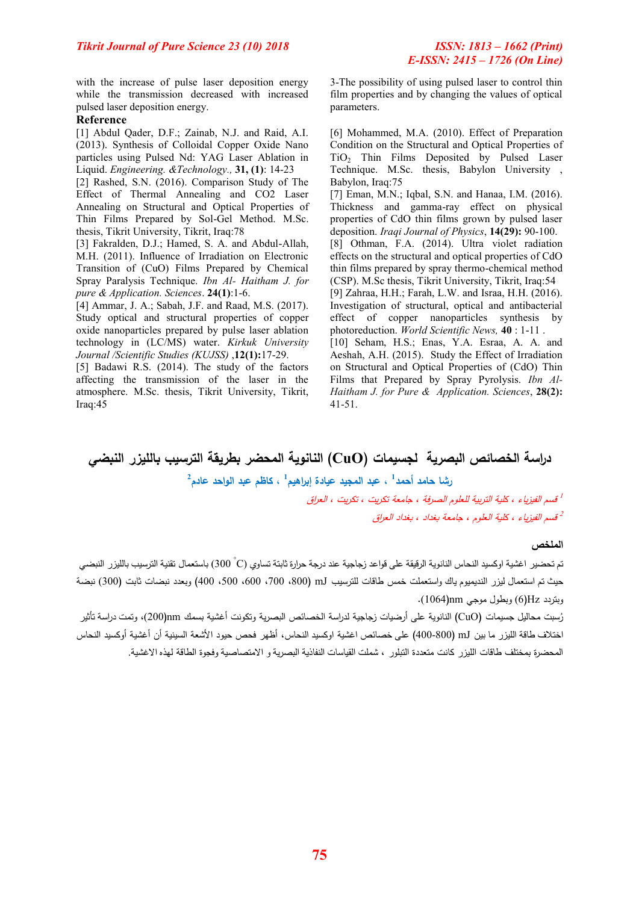with the increase of pulse laser deposition energy while the transmission decreased with increased pulsed laser deposition energy.

3-The possibility of using pulsed laser to control thin film properties and by changing the values of optical parameters.

## Reference

[1] Abdul Qader, D.F.; Zainab, N.J. and Raid, A.I. (2013). Synthesis of Colloidal Copper Oxide Nano particles using Pulsed Nd: YAG Laser Ablation in Liquid. *Engineering. &Technology.,* **31, (1)**: 14-23

[2] Rashed, S.N. (2016). Comparison Study of The Effect of Thermal Annealing and CO2 Laser Annealing on Structural and Optical Properties of Thin Films Prepared by Sol-Gel Method. M.Sc. thesis, Tikrit University, Tikrit, Iraq:78

[3] Fakralden, D.J.; Hamed, S. A. and Abdul-Allah, M.H. (2011). Influence of Irradiation on Electronic Transition of (CuO) Films Prepared by Chemical Spray Paralysis Technique. *Ibn Al- Haitham J. for pure & Application. Sciences*. **24(1)**:1-6.

[4] Ammar, J. A.; Sabah, J.F. and Raad, M.S. (2017). Study optical and structural properties of copper oxide nanoparticles prepared by pulse laser ablation technology in (LC/MS) water. *Kirkuk University Journal /Scientific Studies (KUJSS)* ,**12(1):**17-29.

[5] Badawi R.S. (2014). The study of the factors affecting the transmission of the laser in the atmosphere. M.Sc. thesis, Tikrit University, Tikrit, Iraq:45

[6] Mohammed, M.A. (2010). Effect of Preparation Condition on the Structural and Optical Properties of $TiO_2$ Thin Films Deposited by Pulsed Laser Technique. M.Sc. thesis, Babylon University , Babylon, Iraq:75

[7] Eman, M.N.; Iqbal, S.N. and Hanaa, I.M. (2016). Thickness and gamma-ray effect on physical properties of CdO thin films grown by pulsed laser deposition. *Iraqi Journal of Physics*, **14(29):** 90-100.

[8] Othman, F.A. (2014). Ultra violet radiation effects on the structural and optical properties of CdO thin films prepared by spray thermo-chemical method (CSP). M.Sc thesis, Tikrit University, Tikrit, Iraq:54

[9] Zahraa, H.H.; Farah, L.W. and Israa, H.H. (2016). Investigation of structural, optical and antibacterial effect of copper nanoparticles synthesis by photoreduction. *World Scientific News,* **40** : 1-11 .

[10] Seham, H.S.; Enas, Y.A. Esraa, A. A. and Aeshah, A.H. (2015). Study the Effect of Irradiation on Structural and Optical Properties of (CdO) Thin Films that Prepared by Spray Pyrolysis. *Ibn Al-Haitham J. for Pure & Application. Sciences*, **28(2):** 41-51.

# دراسة الخصائص البصرية لجسيمات (CuO) النانوية المحضر بطريقة الترسيب بالليزر النبضي

**رشا حامد أحمد[1] ، عبد المجيد عيادة إبراهيم[1] ، كاظم عبد الواحد عادم[2]**

*[1] قسم الفيزياء ، كلية التربية للعلوم الصرفة ، جامعة تكريت ، تكريت ، العراق*

*[2] قسم الفيزياء ، كلية العلوم ، جامعة بغداد ، بغداد العراق*

### الملخص

تم تحضير اغشية اوكسيد النحاس النانوية الرقيقة على قواعد زجاجية عند درجة حرارة ثابتة تساوي ($300\ ^\circ C$) باستعمال تقنية الترسيب بالليزر النبضي حيث تم استعمال ليزر النديميوم ياك واستعملت خمس طاقات للترسيب mJ (800، 700، 600، 500، 400) وبعدد نبضات ثابت (300) نبضة وبتردد (6)Hz وبطول موجي nm(1064).

رُسبت محاليل جسيمات (CuO) النانوية على أرضيات زجاجية لدراسة الخصائص البصرية وتكونت أغشية بسمك nm(200)، وتمت دراسة تأثير اختلاف طاقة الليزر ما بين mJ (800-400) على خصائص اغشية اوكسيد النحاس، أظهر فحص حيود الأشعة السينية أن أغشية أوكسيد النحاس المحضرة بمختلف طاقات الليزر كانت متعددة التبلور ، شملت القياسات النفاذية البصرية و الامتصاصية وفجوة الطاقة لهذه الاغشية.